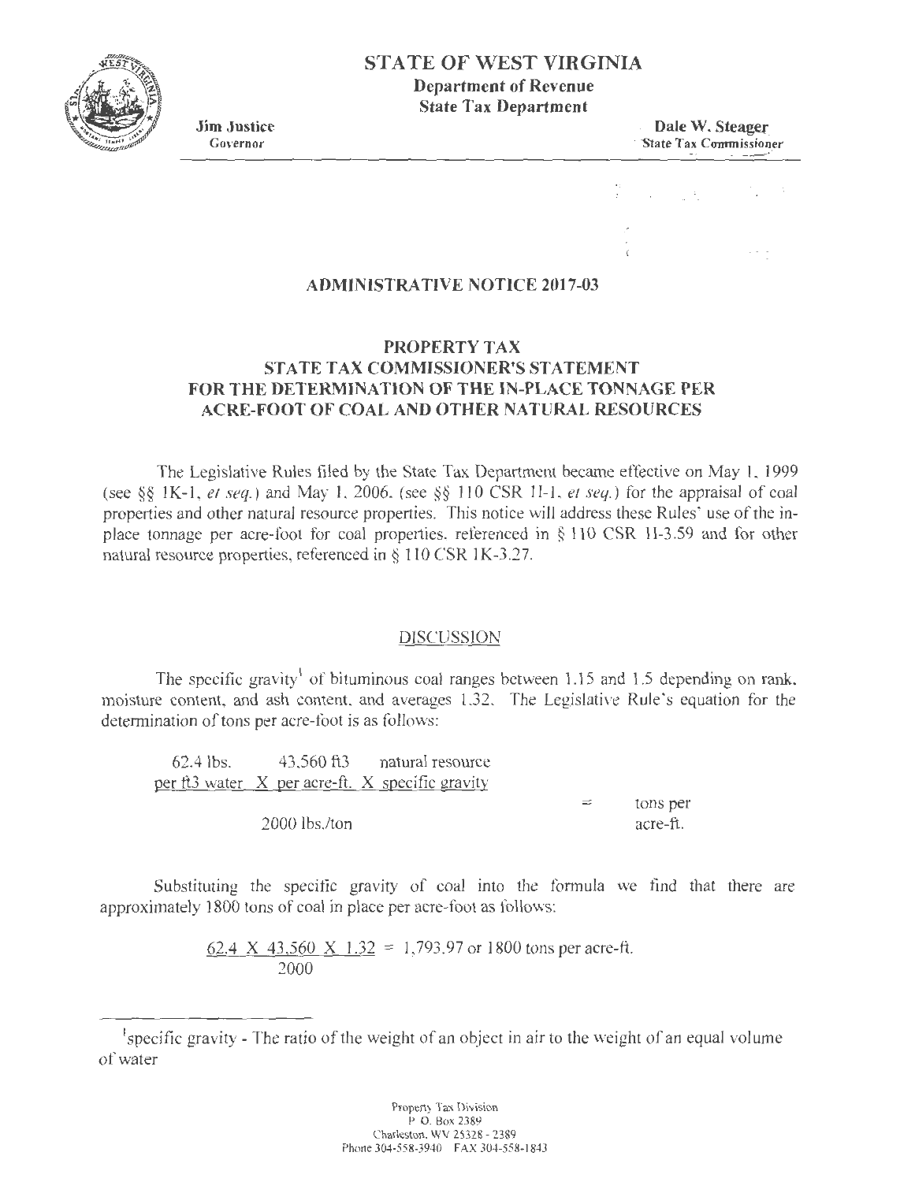# STATE OF WEST VIRGINIA
## Department of Revenue
## State Tax Department

**Jim Justice**
Governor

**Dale W. Steager**
State Tax Commissioner

### ADMINISTRATIVE NOTICE 2017-03

### PROPERTY TAX
### STATE TAX COMMISSIONER'S STATEMENT
### FOR THE DETERMINATION OF THE IN-PLACE TONNAGE PER ACRE-FOOT OF COAL AND OTHER NATURAL RESOURCES

The Legislative Rules filed by the State Tax Department became effective on May 1, 1999 (see §§ 1K-1, *et seq.*) and May 1, 2006, (see §§ 110 CSR 1I-1, *et seq.*) for the appraisal of coal properties and other natural resource properties. This notice will address these Rules' use of the in-place tonnage per acre-foot for coal properties, referenced in § 110 CSR 1I-3.59 and for other natural resource properties, referenced in § 110 CSR 1K-3.27.

#### DISCUSSION

The specific gravity[1] of bituminous coal ranges between 1.15 and 1.5 depending on rank, moisture content, and ash content, and averages 1.32. The Legislative Rule's equation for the determination of tons per acre-foot is as follows:

$$\frac{\underset{\text{per ft3 water}}{62.4 \text{ lbs.}} \times \underset{\text{per acre-ft.}}{43{,}560 \text{ ft3}} \times \underset{\text{specific gravity}}{\text{natural resource}}}{2000 \text{ lbs./ton}} = \text{tons per acre-ft.}$$

Substituting the specific gravity of coal into the formula we find that there are approximately 1800 tons of coal in place per acre-foot as follows:

$$\frac{62.4 \times 43{,}560 \times 1.32}{2000} = 1{,}793.97 \text{ or } 1800 \text{ tons per acre-ft.}$$

[1] specific gravity - The ratio of the weight of an object in air to the weight of an equal volume of water

Property Tax Division
P. O. Box 2389
Charleston, WV 25328 - 2389
Phone 304-558-3940 FAX 304-558-1843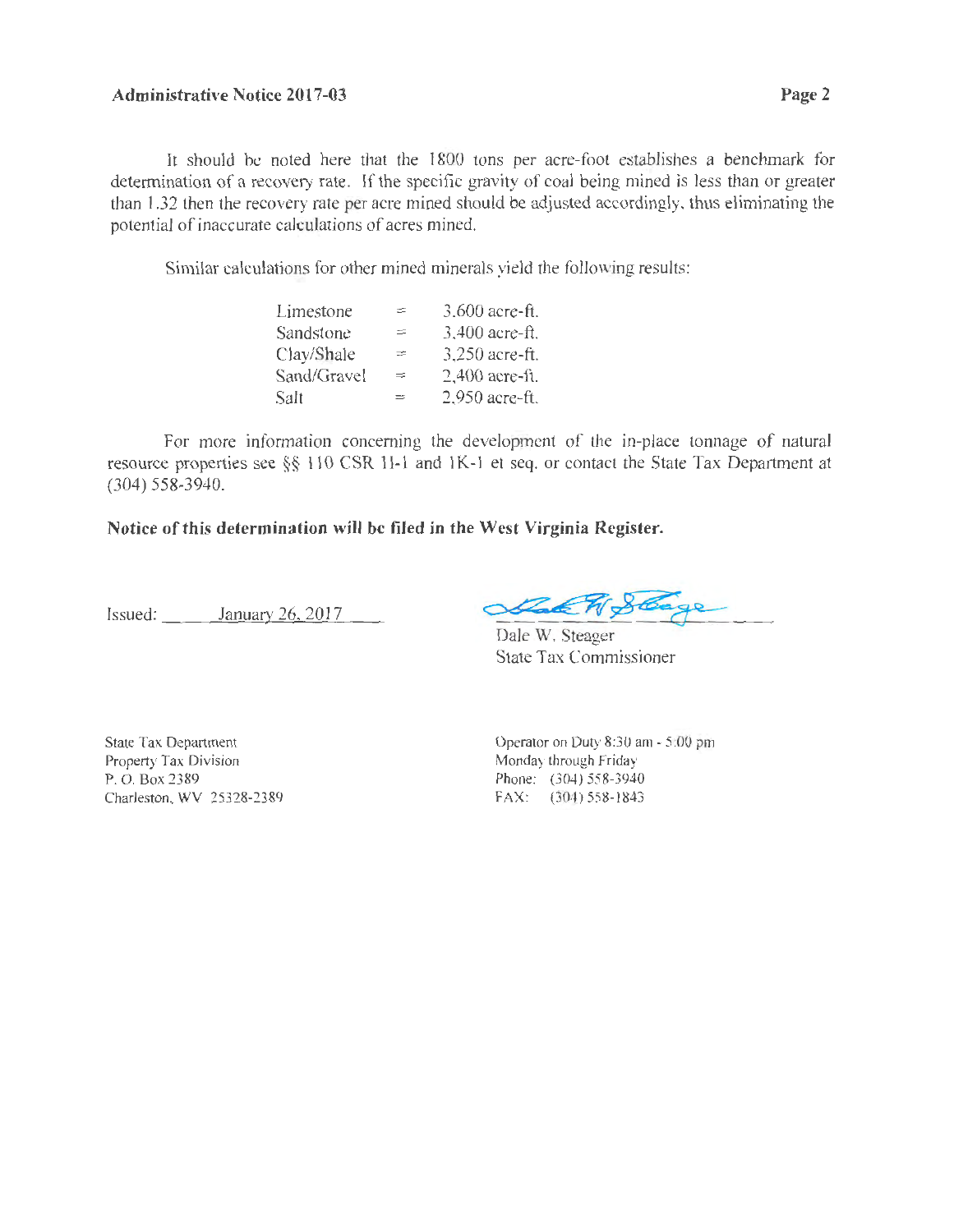It should be noted here that the 1800 tons per acre-foot establishes a benchmark for determination of a recovery rate. If the specific gravity of coal being mined is less than or greater than 1.32 then the recovery rate per acre mined should be adjusted accordingly, thus eliminating the potential of inaccurate calculations of acres mined.

Similar calculations for other mined minerals yield the following results:

| | | |
|---|---|---|
| Limestone | = | 3,600 acre-ft. |
| Sandstone | = | 3,400 acre-ft. |
| Clay/Shale | = | 3,250 acre-ft. |
| Sand/Gravel | = | 2,400 acre-ft. |
| Salt | = | 2,950 acre-ft. |

For more information concerning the development of the in-place tonnage of natural resource properties see §§ 110 CSR 1I-1 and 1K-1 et seq. or contact the State Tax Department at (304) 558-3940.

**Notice of this determination will be filed in the West Virginia Register.**

Issued: January 26, 2017

Dale W. Steager
State Tax Commissioner

State Tax Department
Property Tax Division
P. O. Box 2389
Charleston, WV 25328-2389

Operator on Duty 8:30 am - 5:00 pm
Monday through Friday
Phone: (304) 558-3940
FAX: (304) 558-1843